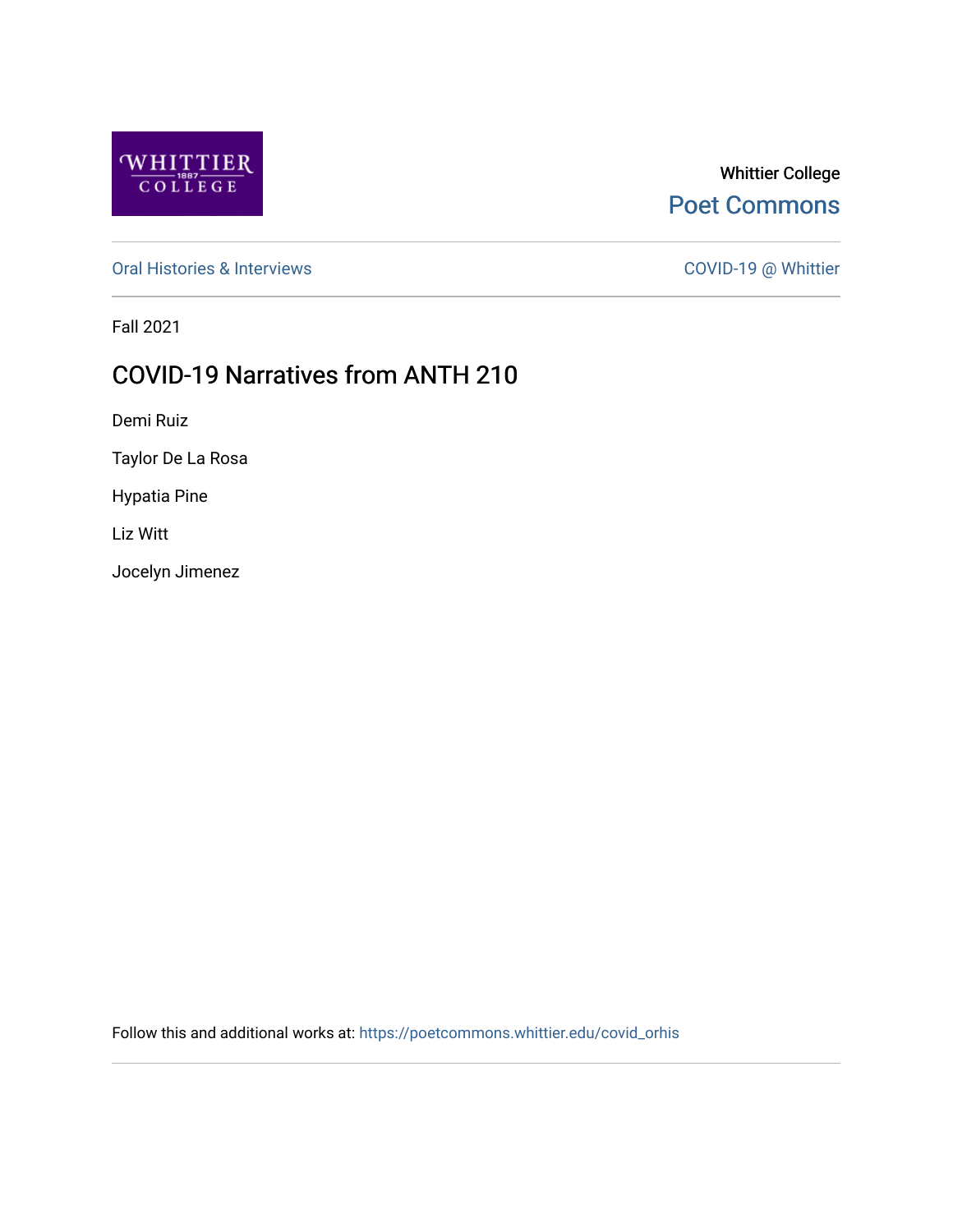Whittier College

Poet Commons

Oral Histories & Interviews

COVID-19 @ Whittier

Fall 2021

# COVID-19 Narratives from ANTH 210

Demi Ruiz

Taylor De La Rosa

Hypatia Pine

Liz Witt

Jocelyn Jimenez

Follow this and additional works at: https://poetcommons.whittier.edu/covid_orhis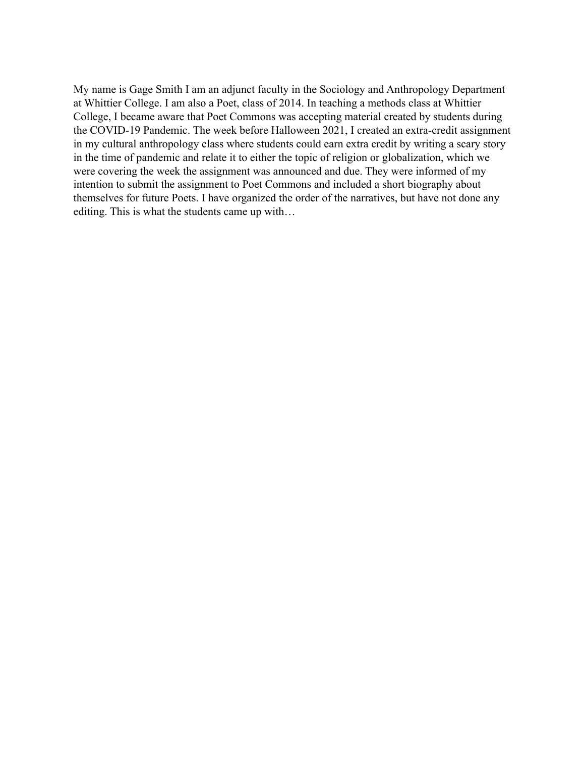My name is Gage Smith I am an adjunct faculty in the Sociology and Anthropology Department at Whittier College. I am also a Poet, class of 2014. In teaching a methods class at Whittier College, I became aware that Poet Commons was accepting material created by students during the COVID-19 Pandemic. The week before Halloween 2021, I created an extra-credit assignment in my cultural anthropology class where students could earn extra credit by writing a scary story in the time of pandemic and relate it to either the topic of religion or globalization, which we were covering the week the assignment was announced and due. They were informed of my intention to submit the assignment to Poet Commons and included a short biography about themselves for future Poets. I have organized the order of the narratives, but have not done any editing. This is what the students came up with…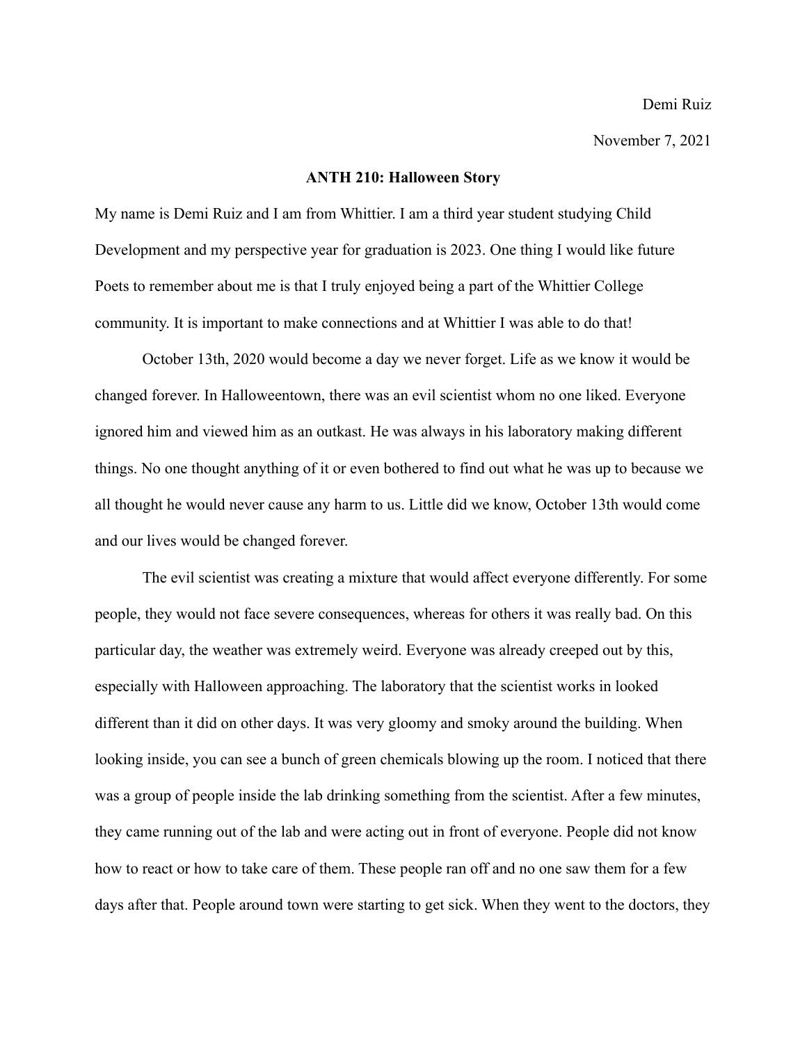Demi Ruiz

November 7, 2021

**ANTH 210: Halloween Story**

My name is Demi Ruiz and I am from Whittier. I am a third year student studying Child Development and my perspective year for graduation is 2023. One thing I would like future Poets to remember about me is that I truly enjoyed being a part of the Whittier College community. It is important to make connections and at Whittier I was able to do that!

October 13th, 2020 would become a day we never forget. Life as we know it would be changed forever. In Halloweentown, there was an evil scientist whom no one liked. Everyone ignored him and viewed him as an outkast. He was always in his laboratory making different things. No one thought anything of it or even bothered to find out what he was up to because we all thought he would never cause any harm to us. Little did we know, October 13th would come and our lives would be changed forever.

The evil scientist was creating a mixture that would affect everyone differently. For some people, they would not face severe consequences, whereas for others it was really bad. On this particular day, the weather was extremely weird. Everyone was already creeped out by this, especially with Halloween approaching. The laboratory that the scientist works in looked different than it did on other days. It was very gloomy and smoky around the building. When looking inside, you can see a bunch of green chemicals blowing up the room. I noticed that there was a group of people inside the lab drinking something from the scientist. After a few minutes, they came running out of the lab and were acting out in front of everyone. People did not know how to react or how to take care of them. These people ran off and no one saw them for a few days after that. People around town were starting to get sick. When they went to the doctors, they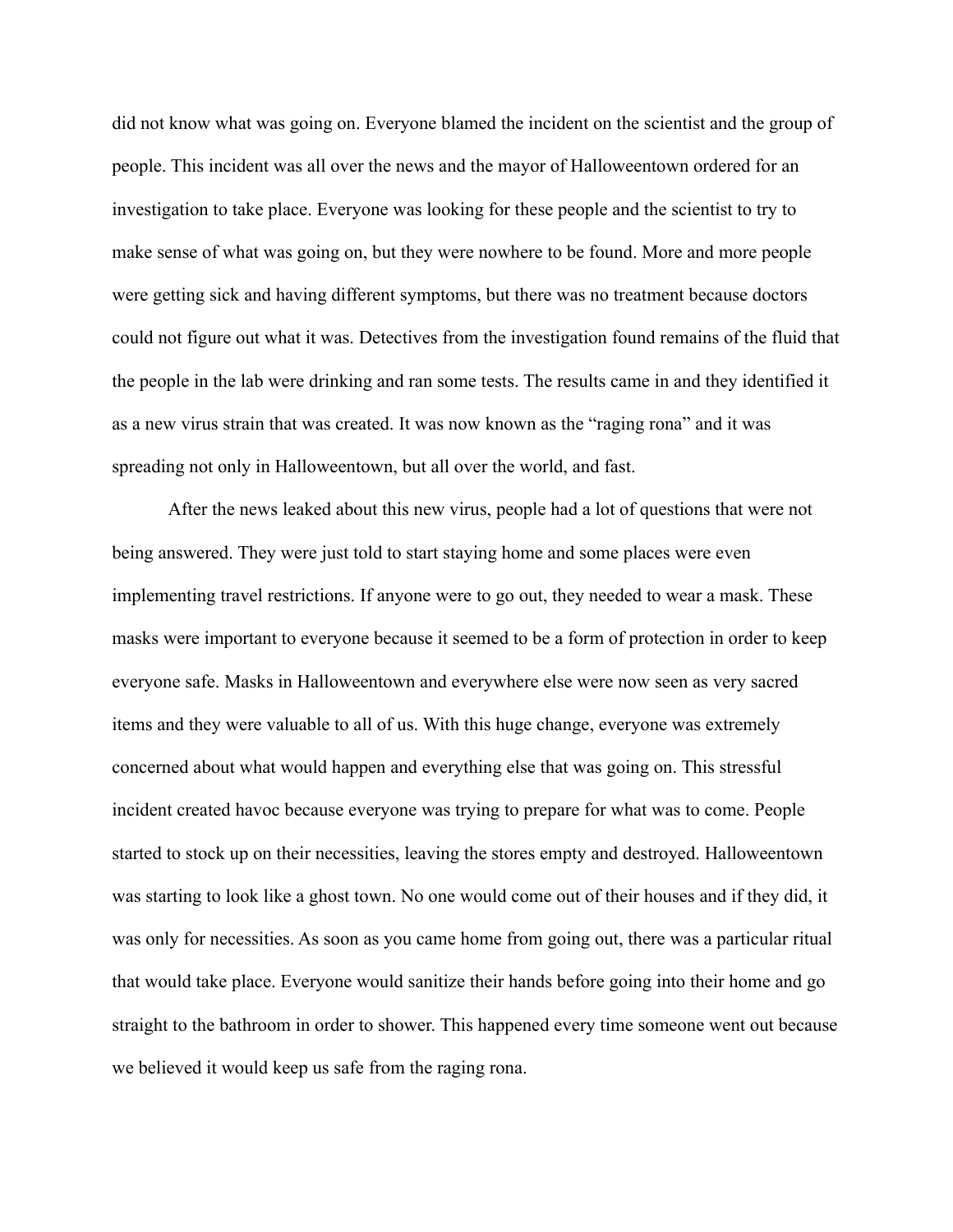did not know what was going on. Everyone blamed the incident on the scientist and the group of people. This incident was all over the news and the mayor of Halloweentown ordered for an investigation to take place. Everyone was looking for these people and the scientist to try to make sense of what was going on, but they were nowhere to be found. More and more people were getting sick and having different symptoms, but there was no treatment because doctors could not figure out what it was. Detectives from the investigation found remains of the fluid that the people in the lab were drinking and ran some tests. The results came in and they identified it as a new virus strain that was created. It was now known as the "raging rona" and it was spreading not only in Halloweentown, but all over the world, and fast.

After the news leaked about this new virus, people had a lot of questions that were not being answered. They were just told to start staying home and some places were even implementing travel restrictions. If anyone were to go out, they needed to wear a mask. These masks were important to everyone because it seemed to be a form of protection in order to keep everyone safe. Masks in Halloweentown and everywhere else were now seen as very sacred items and they were valuable to all of us. With this huge change, everyone was extremely concerned about what would happen and everything else that was going on. This stressful incident created havoc because everyone was trying to prepare for what was to come. People started to stock up on their necessities, leaving the stores empty and destroyed. Halloweentown was starting to look like a ghost town. No one would come out of their houses and if they did, it was only for necessities. As soon as you came home from going out, there was a particular ritual that would take place. Everyone would sanitize their hands before going into their home and go straight to the bathroom in order to shower. This happened every time someone went out because we believed it would keep us safe from the raging rona.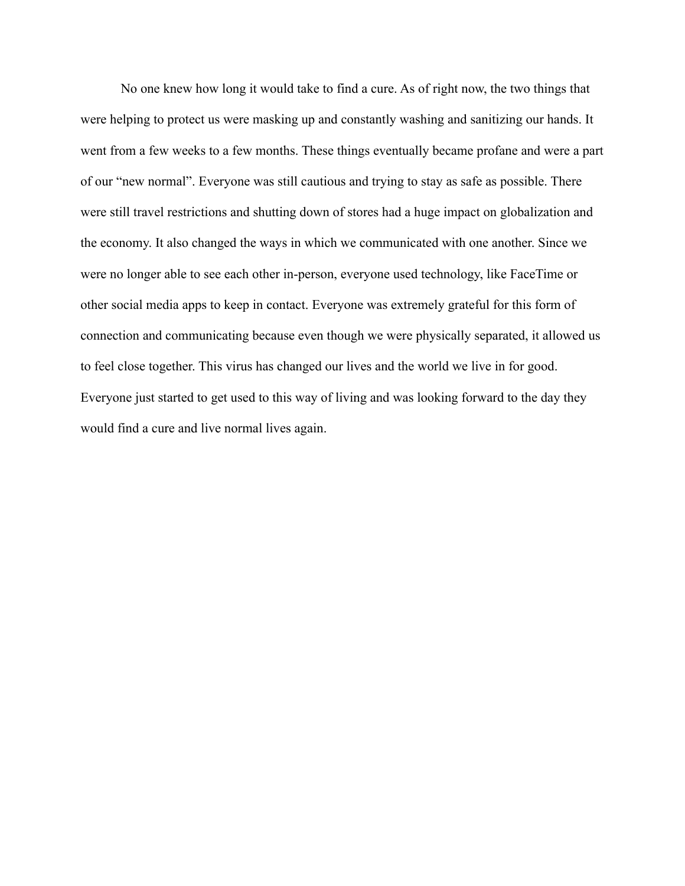No one knew how long it would take to find a cure. As of right now, the two things that were helping to protect us were masking up and constantly washing and sanitizing our hands. It went from a few weeks to a few months. These things eventually became profane and were a part of our “new normal”. Everyone was still cautious and trying to stay as safe as possible. There were still travel restrictions and shutting down of stores had a huge impact on globalization and the economy. It also changed the ways in which we communicated with one another. Since we were no longer able to see each other in-person, everyone used technology, like FaceTime or other social media apps to keep in contact. Everyone was extremely grateful for this form of connection and communicating because even though we were physically separated, it allowed us to feel close together. This virus has changed our lives and the world we live in for good. Everyone just started to get used to this way of living and was looking forward to the day they would find a cure and live normal lives again.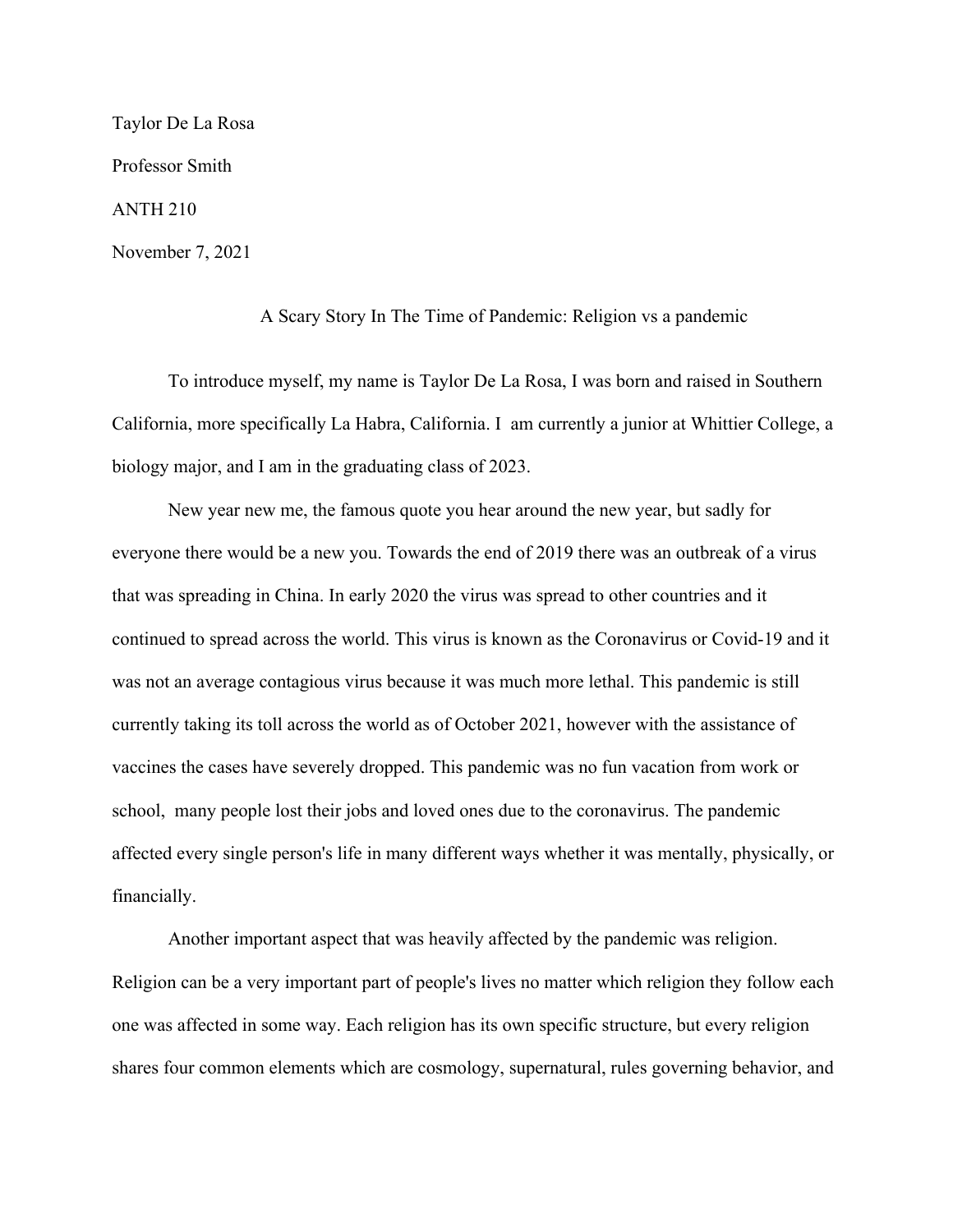Taylor De La Rosa

Professor Smith

ANTH 210

November 7, 2021

A Scary Story In The Time of Pandemic: Religion vs a pandemic

To introduce myself, my name is Taylor De La Rosa, I was born and raised in Southern California, more specifically La Habra, California. I am currently a junior at Whittier College, a biology major, and I am in the graduating class of 2023.

New year new me, the famous quote you hear around the new year, but sadly for everyone there would be a new you. Towards the end of 2019 there was an outbreak of a virus that was spreading in China. In early 2020 the virus was spread to other countries and it continued to spread across the world. This virus is known as the Coronavirus or Covid-19 and it was not an average contagious virus because it was much more lethal. This pandemic is still currently taking its toll across the world as of October 2021, however with the assistance of vaccines the cases have severely dropped. This pandemic was no fun vacation from work or school, many people lost their jobs and loved ones due to the coronavirus. The pandemic affected every single person's life in many different ways whether it was mentally, physically, or financially.

Another important aspect that was heavily affected by the pandemic was religion. Religion can be a very important part of people's lives no matter which religion they follow each one was affected in some way. Each religion has its own specific structure, but every religion shares four common elements which are cosmology, supernatural, rules governing behavior, and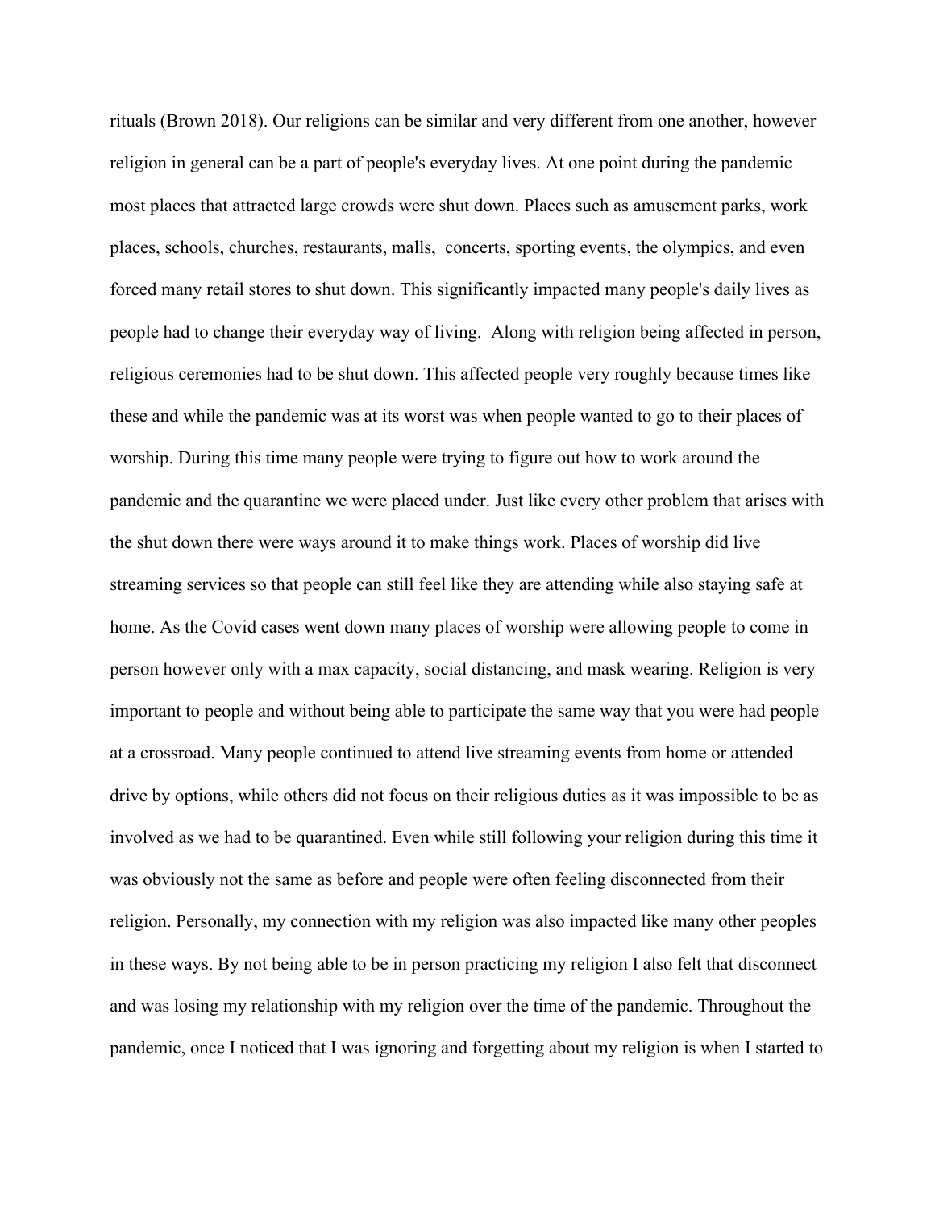rituals (Brown 2018). Our religions can be similar and very different from one another, however religion in general can be a part of people's everyday lives. At one point during the pandemic most places that attracted large crowds were shut down. Places such as amusement parks, work places, schools, churches, restaurants, malls,  concerts, sporting events, the olympics, and even forced many retail stores to shut down. This significantly impacted many people's daily lives as people had to change their everyday way of living.  Along with religion being affected in person, religious ceremonies had to be shut down. This affected people very roughly because times like these and while the pandemic was at its worst was when people wanted to go to their places of worship. During this time many people were trying to figure out how to work around the pandemic and the quarantine we were placed under. Just like every other problem that arises with the shut down there were ways around it to make things work. Places of worship did live streaming services so that people can still feel like they are attending while also staying safe at home. As the Covid cases went down many places of worship were allowing people to come in person however only with a max capacity, social distancing, and mask wearing. Religion is very important to people and without being able to participate the same way that you were had people at a crossroad. Many people continued to attend live streaming events from home or attended drive by options, while others did not focus on their religious duties as it was impossible to be as involved as we had to be quarantined. Even while still following your religion during this time it was obviously not the same as before and people were often feeling disconnected from their religion. Personally, my connection with my religion was also impacted like many other peoples in these ways. By not being able to be in person practicing my religion I also felt that disconnect and was losing my relationship with my religion over the time of the pandemic. Throughout the pandemic, once I noticed that I was ignoring and forgetting about my religion is when I started to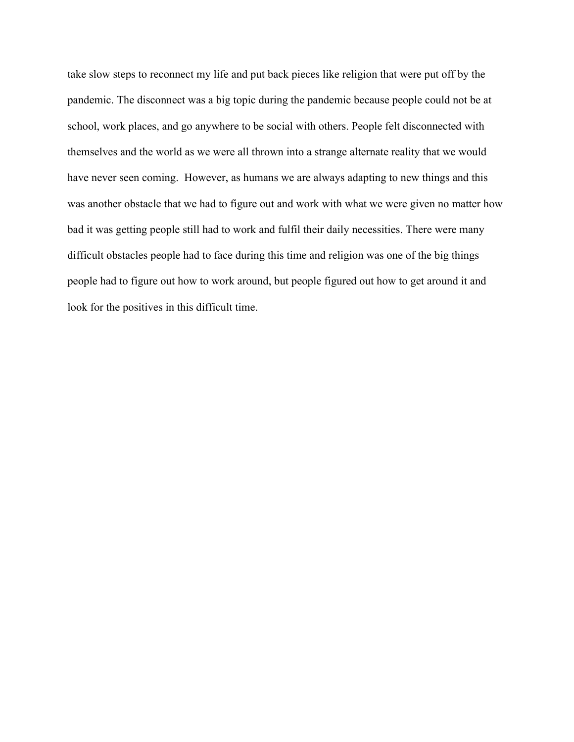take slow steps to reconnect my life and put back pieces like religion that were put off by the pandemic. The disconnect was a big topic during the pandemic because people could not be at school, work places, and go anywhere to be social with others. People felt disconnected with themselves and the world as we were all thrown into a strange alternate reality that we would have never seen coming. However, as humans we are always adapting to new things and this was another obstacle that we had to figure out and work with what we were given no matter how bad it was getting people still had to work and fulfil their daily necessities. There were many difficult obstacles people had to face during this time and religion was one of the big things people had to figure out how to work around, but people figured out how to get around it and look for the positives in this difficult time.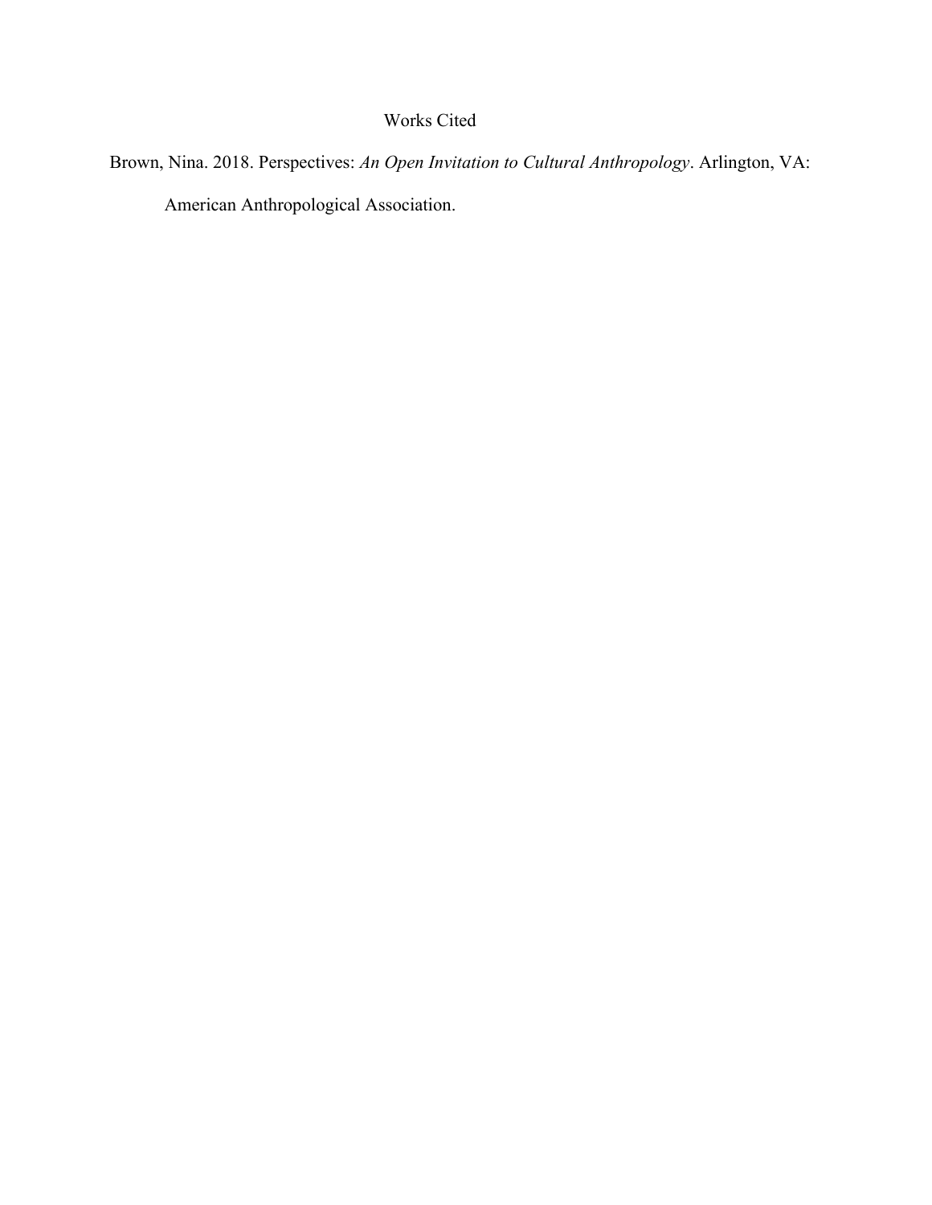# Works Cited

Brown, Nina. 2018. Perspectives: *An Open Invitation to Cultural Anthropology*. Arlington, VA: American Anthropological Association.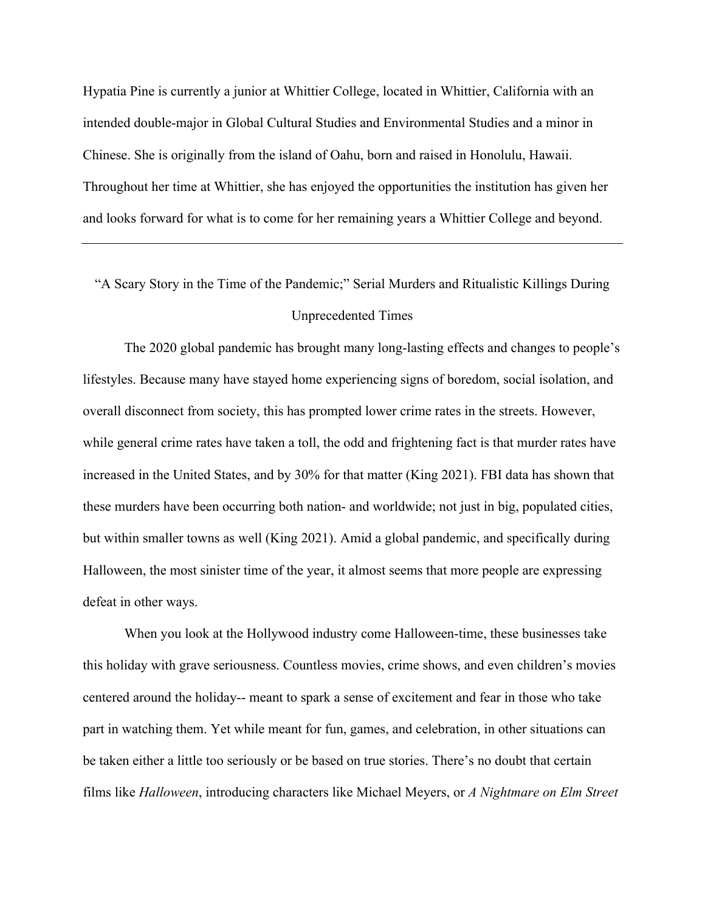Hypatia Pine is currently a junior at Whittier College, located in Whittier, California with an intended double-major in Global Cultural Studies and Environmental Studies and a minor in Chinese. She is originally from the island of Oahu, born and raised in Honolulu, Hawaii. Throughout her time at Whittier, she has enjoyed the opportunities the institution has given her and looks forward for what is to come for her remaining years a Whittier College and beyond.

---

## "A Scary Story in the Time of the Pandemic;" Serial Murders and Ritualistic Killings During Unprecedented Times

The 2020 global pandemic has brought many long-lasting effects and changes to people's lifestyles. Because many have stayed home experiencing signs of boredom, social isolation, and overall disconnect from society, this has prompted lower crime rates in the streets. However, while general crime rates have taken a toll, the odd and frightening fact is that murder rates have increased in the United States, and by 30% for that matter (King 2021). FBI data has shown that these murders have been occurring both nation- and worldwide; not just in big, populated cities, but within smaller towns as well (King 2021). Amid a global pandemic, and specifically during Halloween, the most sinister time of the year, it almost seems that more people are expressing defeat in other ways.

When you look at the Hollywood industry come Halloween-time, these businesses take this holiday with grave seriousness. Countless movies, crime shows, and even children's movies centered around the holiday-- meant to spark a sense of excitement and fear in those who take part in watching them. Yet while meant for fun, games, and celebration, in other situations can be taken either a little too seriously or be based on true stories. There's no doubt that certain films like *Halloween*, introducing characters like Michael Meyers, or *A Nightmare on Elm Street*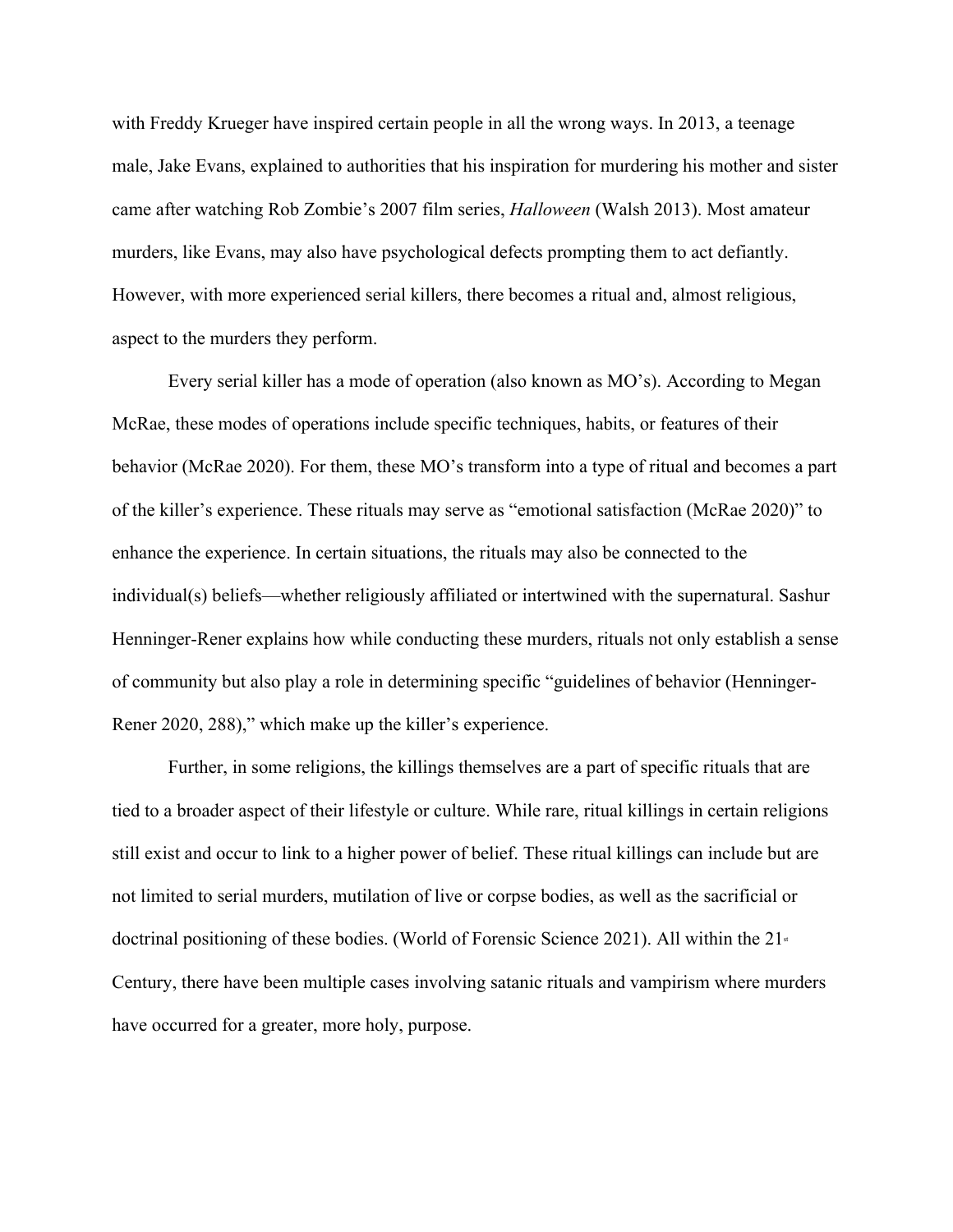with Freddy Krueger have inspired certain people in all the wrong ways. In 2013, a teenage male, Jake Evans, explained to authorities that his inspiration for murdering his mother and sister came after watching Rob Zombie's 2007 film series, *Halloween* (Walsh 2013). Most amateur murders, like Evans, may also have psychological defects prompting them to act defiantly. However, with more experienced serial killers, there becomes a ritual and, almost religious, aspect to the murders they perform.

Every serial killer has a mode of operation (also known as MO's). According to Megan McRae, these modes of operations include specific techniques, habits, or features of their behavior (McRae 2020). For them, these MO's transform into a type of ritual and becomes a part of the killer's experience. These rituals may serve as "emotional satisfaction (McRae 2020)" to enhance the experience. In certain situations, the rituals may also be connected to the individual(s) beliefs—whether religiously affiliated or intertwined with the supernatural. Sashur Henninger-Rener explains how while conducting these murders, rituals not only establish a sense of community but also play a role in determining specific "guidelines of behavior (Henninger-Rener 2020, 288)," which make up the killer's experience.

Further, in some religions, the killings themselves are a part of specific rituals that are tied to a broader aspect of their lifestyle or culture. While rare, ritual killings in certain religions still exist and occur to link to a higher power of belief. These ritual killings can include but are not limited to serial murders, mutilation of live or corpse bodies, as well as the sacrificial or doctrinal positioning of these bodies. (World of Forensic Science 2021). All within the 21st Century, there have been multiple cases involving satanic rituals and vampirism where murders have occurred for a greater, more holy, purpose.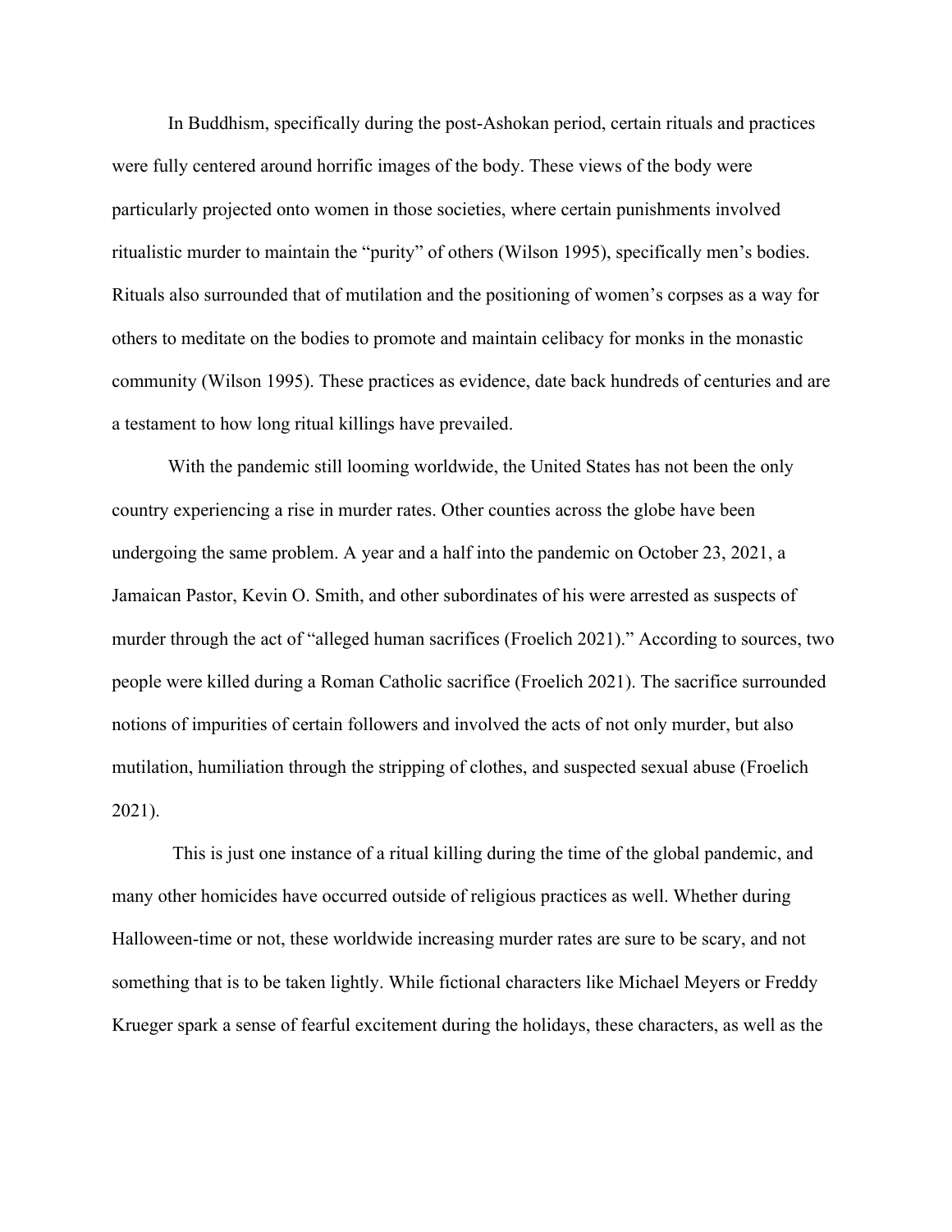In Buddhism, specifically during the post-Ashokan period, certain rituals and practices were fully centered around horrific images of the body. These views of the body were particularly projected onto women in those societies, where certain punishments involved ritualistic murder to maintain the "purity" of others (Wilson 1995), specifically men's bodies. Rituals also surrounded that of mutilation and the positioning of women's corpses as a way for others to meditate on the bodies to promote and maintain celibacy for monks in the monastic community (Wilson 1995). These practices as evidence, date back hundreds of centuries and are a testament to how long ritual killings have prevailed.

With the pandemic still looming worldwide, the United States has not been the only country experiencing a rise in murder rates. Other counties across the globe have been undergoing the same problem. A year and a half into the pandemic on October 23, 2021, a Jamaican Pastor, Kevin O. Smith, and other subordinates of his were arrested as suspects of murder through the act of "alleged human sacrifices (Froelich 2021)." According to sources, two people were killed during a Roman Catholic sacrifice (Froelich 2021). The sacrifice surrounded notions of impurities of certain followers and involved the acts of not only murder, but also mutilation, humiliation through the stripping of clothes, and suspected sexual abuse (Froelich 2021).

This is just one instance of a ritual killing during the time of the global pandemic, and many other homicides have occurred outside of religious practices as well. Whether during Halloween-time or not, these worldwide increasing murder rates are sure to be scary, and not something that is to be taken lightly. While fictional characters like Michael Meyers or Freddy Krueger spark a sense of fearful excitement during the holidays, these characters, as well as the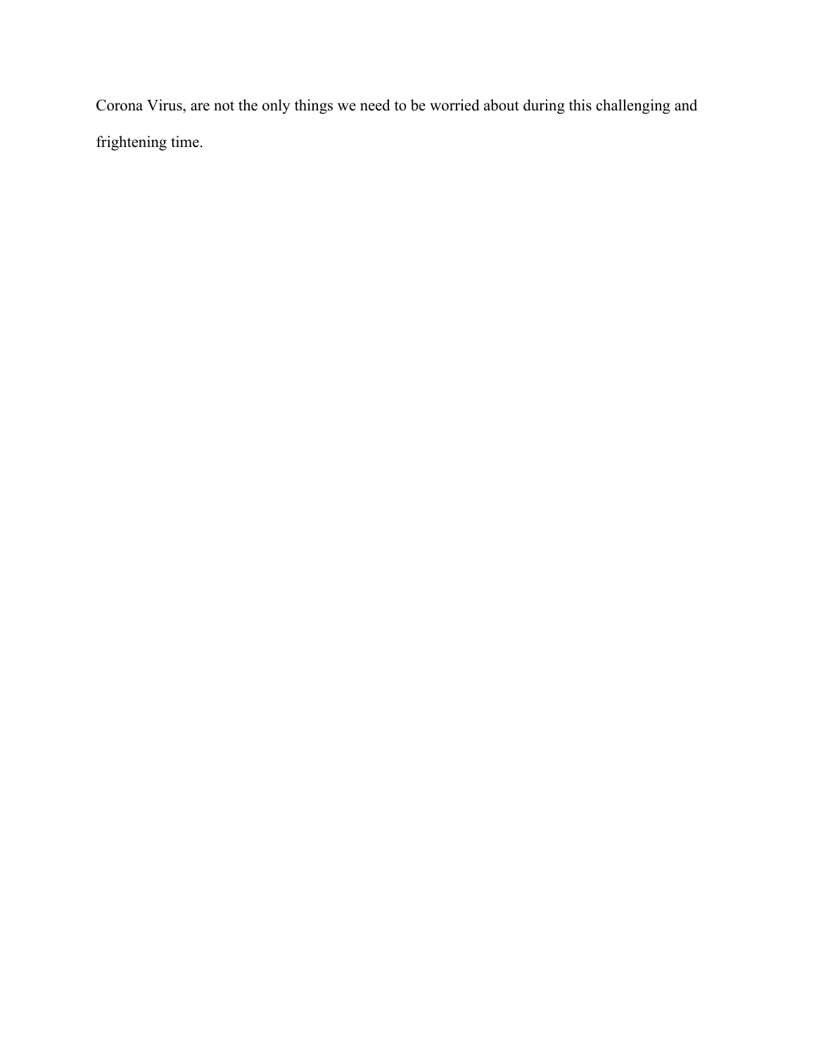Corona Virus, are not the only things we need to be worried about during this challenging and frightening time.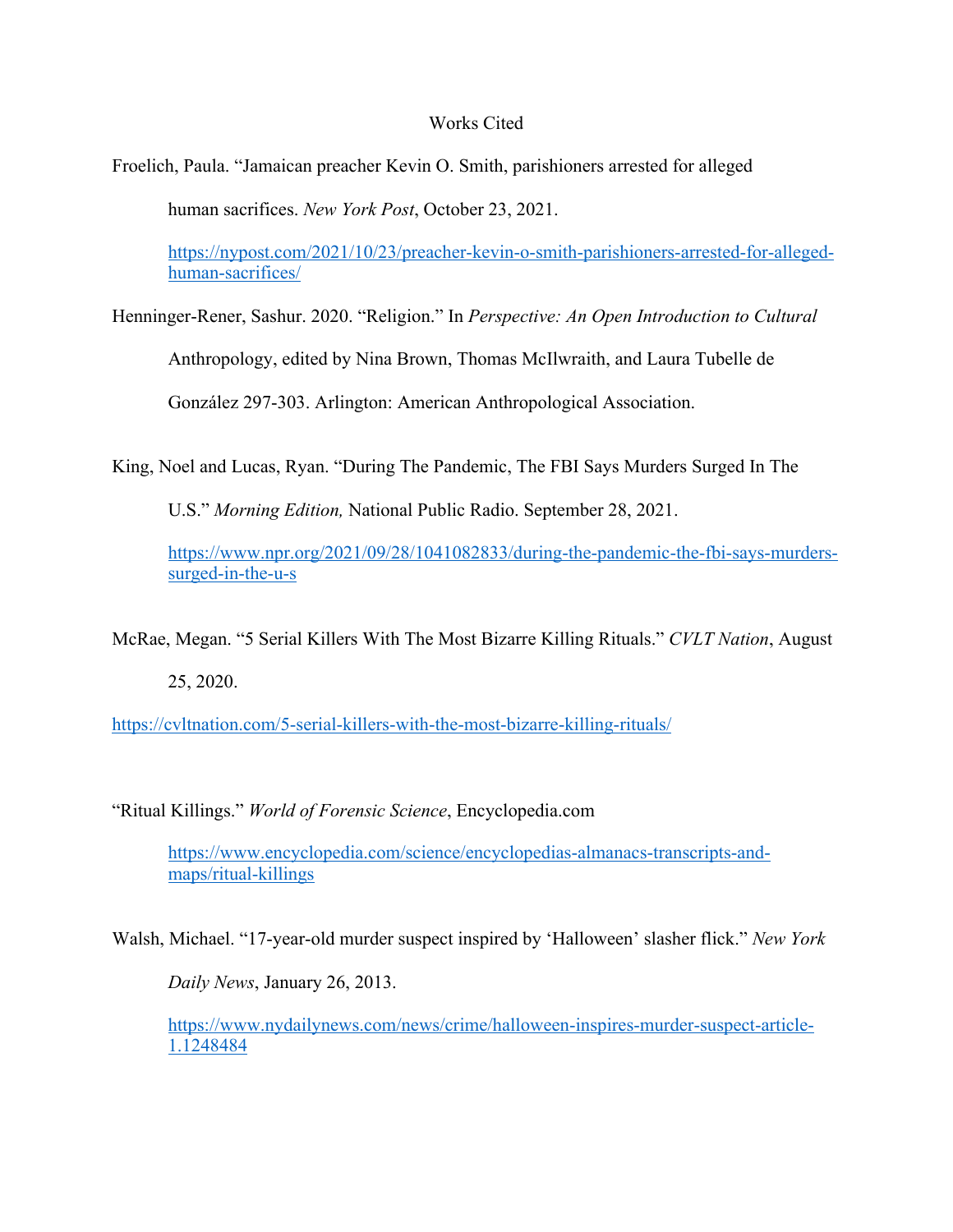# Works Cited

Froelich, Paula. "Jamaican preacher Kevin O. Smith, parishioners arrested for alleged human sacrifices. *New York Post*, October 23, 2021. https://nypost.com/2021/10/23/preacher-kevin-o-smith-parishioners-arrested-for-alleged-human-sacrifices/

Henninger-Rener, Sashur. 2020. "Religion." In *Perspective: An Open Introduction to Cultural* Anthropology, edited by Nina Brown, Thomas McIlwraith, and Laura Tubelle de González 297-303. Arlington: American Anthropological Association.

King, Noel and Lucas, Ryan. "During The Pandemic, The FBI Says Murders Surged In The U.S." *Morning Edition,* National Public Radio. September 28, 2021. https://www.npr.org/2021/09/28/1041082833/during-the-pandemic-the-fbi-says-murders-surged-in-the-u-s

McRae, Megan. "5 Serial Killers With The Most Bizarre Killing Rituals." *CVLT Nation*, August 25, 2020.

https://cvltnation.com/5-serial-killers-with-the-most-bizarre-killing-rituals/

"Ritual Killings." *World of Forensic Science*, Encyclopedia.com https://www.encyclopedia.com/science/encyclopedias-almanacs-transcripts-and-maps/ritual-killings

Walsh, Michael. "17-year-old murder suspect inspired by 'Halloween' slasher flick." *New York Daily News*, January 26, 2013. https://www.nydailynews.com/news/crime/halloween-inspires-murder-suspect-article-1.1248484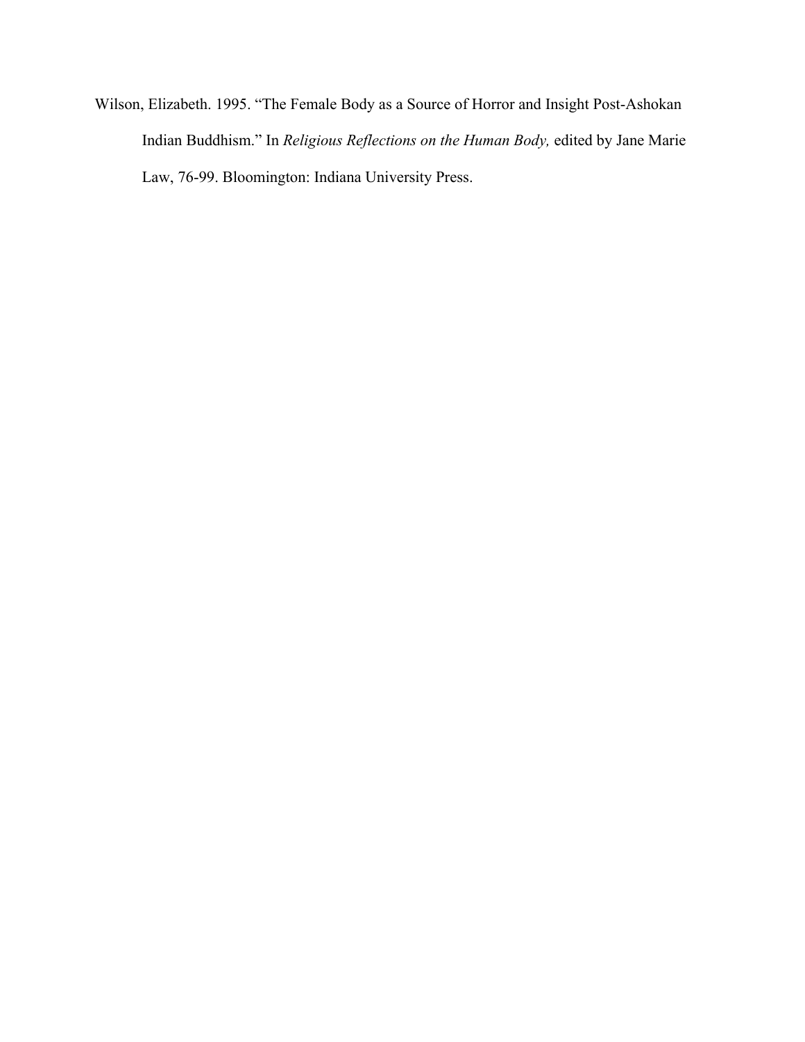Wilson, Elizabeth. 1995. “The Female Body as a Source of Horror and Insight Post-Ashokan Indian Buddhism.” In *Religious Reflections on the Human Body,* edited by Jane Marie Law, 76-99. Bloomington: Indiana University Press.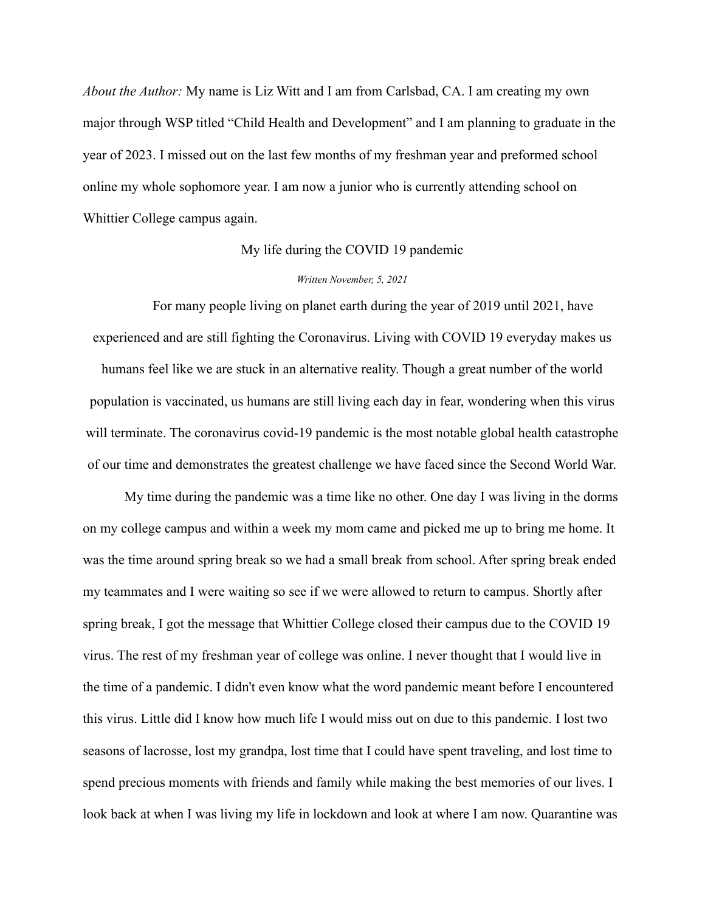*About the Author:* My name is Liz Witt and I am from Carlsbad, CA. I am creating my own major through WSP titled "Child Health and Development" and I am planning to graduate in the year of 2023. I missed out on the last few months of my freshman year and preformed school online my whole sophomore year. I am now a junior who is currently attending school on Whittier College campus again.

## My life during the COVID 19 pandemic

*Written November, 5, 2021*

For many people living on planet earth during the year of 2019 until 2021, have experienced and are still fighting the Coronavirus. Living with COVID 19 everyday makes us humans feel like we are stuck in an alternative reality. Though a great number of the world population is vaccinated, us humans are still living each day in fear, wondering when this virus will terminate. The coronavirus covid-19 pandemic is the most notable global health catastrophe of our time and demonstrates the greatest challenge we have faced since the Second World War.

My time during the pandemic was a time like no other. One day I was living in the dorms on my college campus and within a week my mom came and picked me up to bring me home. It was the time around spring break so we had a small break from school. After spring break ended my teammates and I were waiting so see if we were allowed to return to campus. Shortly after spring break, I got the message that Whittier College closed their campus due to the COVID 19 virus. The rest of my freshman year of college was online. I never thought that I would live in the time of a pandemic. I didn't even know what the word pandemic meant before I encountered this virus. Little did I know how much life I would miss out on due to this pandemic. I lost two seasons of lacrosse, lost my grandpa, lost time that I could have spent traveling, and lost time to spend precious moments with friends and family while making the best memories of our lives. I look back at when I was living my life in lockdown and look at where I am now. Quarantine was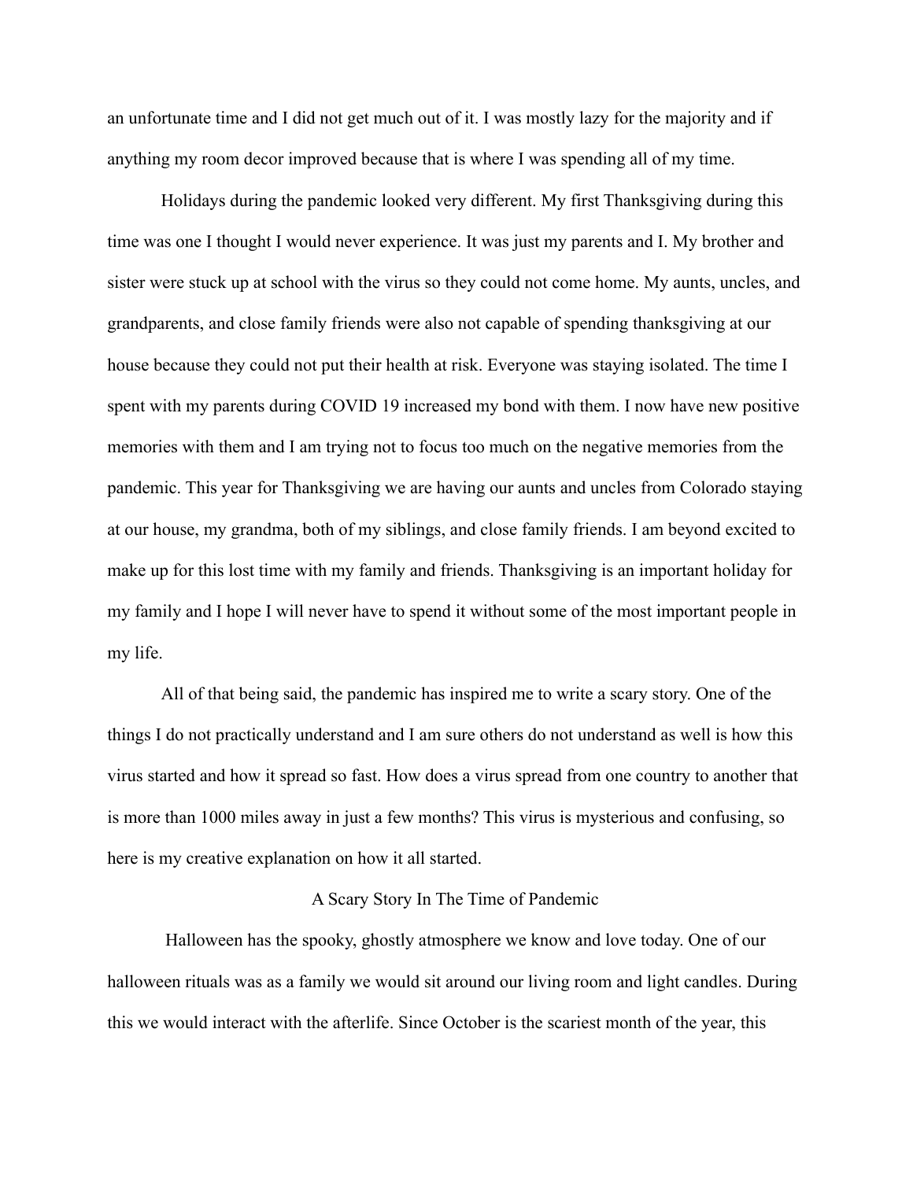an unfortunate time and I did not get much out of it. I was mostly lazy for the majority and if anything my room decor improved because that is where I was spending all of my time.

Holidays during the pandemic looked very different. My first Thanksgiving during this time was one I thought I would never experience. It was just my parents and I. My brother and sister were stuck up at school with the virus so they could not come home. My aunts, uncles, and grandparents, and close family friends were also not capable of spending thanksgiving at our house because they could not put their health at risk. Everyone was staying isolated. The time I spent with my parents during COVID 19 increased my bond with them. I now have new positive memories with them and I am trying not to focus too much on the negative memories from the pandemic. This year for Thanksgiving we are having our aunts and uncles from Colorado staying at our house, my grandma, both of my siblings, and close family friends. I am beyond excited to make up for this lost time with my family and friends. Thanksgiving is an important holiday for my family and I hope I will never have to spend it without some of the most important people in my life.

All of that being said, the pandemic has inspired me to write a scary story. One of the things I do not practically understand and I am sure others do not understand as well is how this virus started and how it spread so fast. How does a virus spread from one country to another that is more than 1000 miles away in just a few months? This virus is mysterious and confusing, so here is my creative explanation on how it all started.

## A Scary Story In The Time of Pandemic

Halloween has the spooky, ghostly atmosphere we know and love today. One of our halloween rituals was as a family we would sit around our living room and light candles. During this we would interact with the afterlife. Since October is the scariest month of the year, this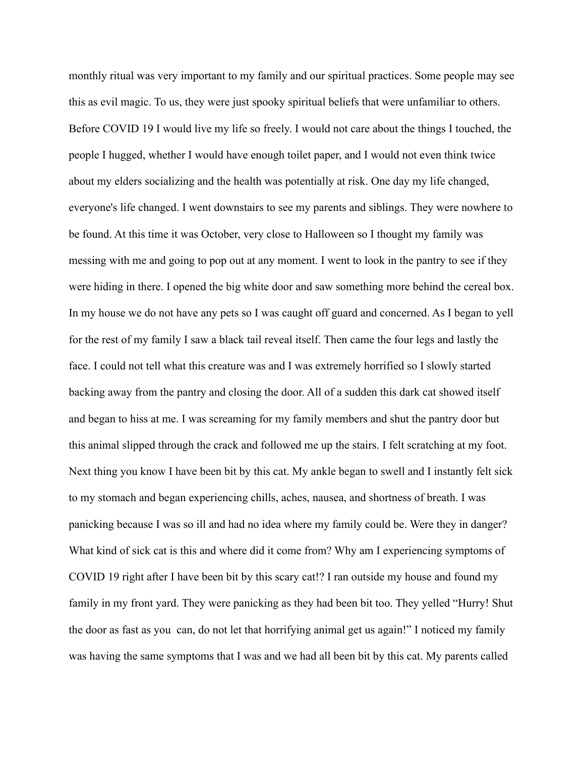monthly ritual was very important to my family and our spiritual practices. Some people may see this as evil magic. To us, they were just spooky spiritual beliefs that were unfamiliar to others. Before COVID 19 I would live my life so freely. I would not care about the things I touched, the people I hugged, whether I would have enough toilet paper, and I would not even think twice about my elders socializing and the health was potentially at risk. One day my life changed, everyone's life changed. I went downstairs to see my parents and siblings. They were nowhere to be found. At this time it was October, very close to Halloween so I thought my family was messing with me and going to pop out at any moment. I went to look in the pantry to see if they were hiding in there. I opened the big white door and saw something more behind the cereal box. In my house we do not have any pets so I was caught off guard and concerned. As I began to yell for the rest of my family I saw a black tail reveal itself. Then came the four legs and lastly the face. I could not tell what this creature was and I was extremely horrified so I slowly started backing away from the pantry and closing the door. All of a sudden this dark cat showed itself and began to hiss at me. I was screaming for my family members and shut the pantry door but this animal slipped through the crack and followed me up the stairs. I felt scratching at my foot. Next thing you know I have been bit by this cat. My ankle began to swell and I instantly felt sick to my stomach and began experiencing chills, aches, nausea, and shortness of breath. I was panicking because I was so ill and had no idea where my family could be. Were they in danger? What kind of sick cat is this and where did it come from? Why am I experiencing symptoms of COVID 19 right after I have been bit by this scary cat!? I ran outside my house and found my family in my front yard. They were panicking as they had been bit too. They yelled "Hurry! Shut the door as fast as you can, do not let that horrifying animal get us again!" I noticed my family was having the same symptoms that I was and we had all been bit by this cat. My parents called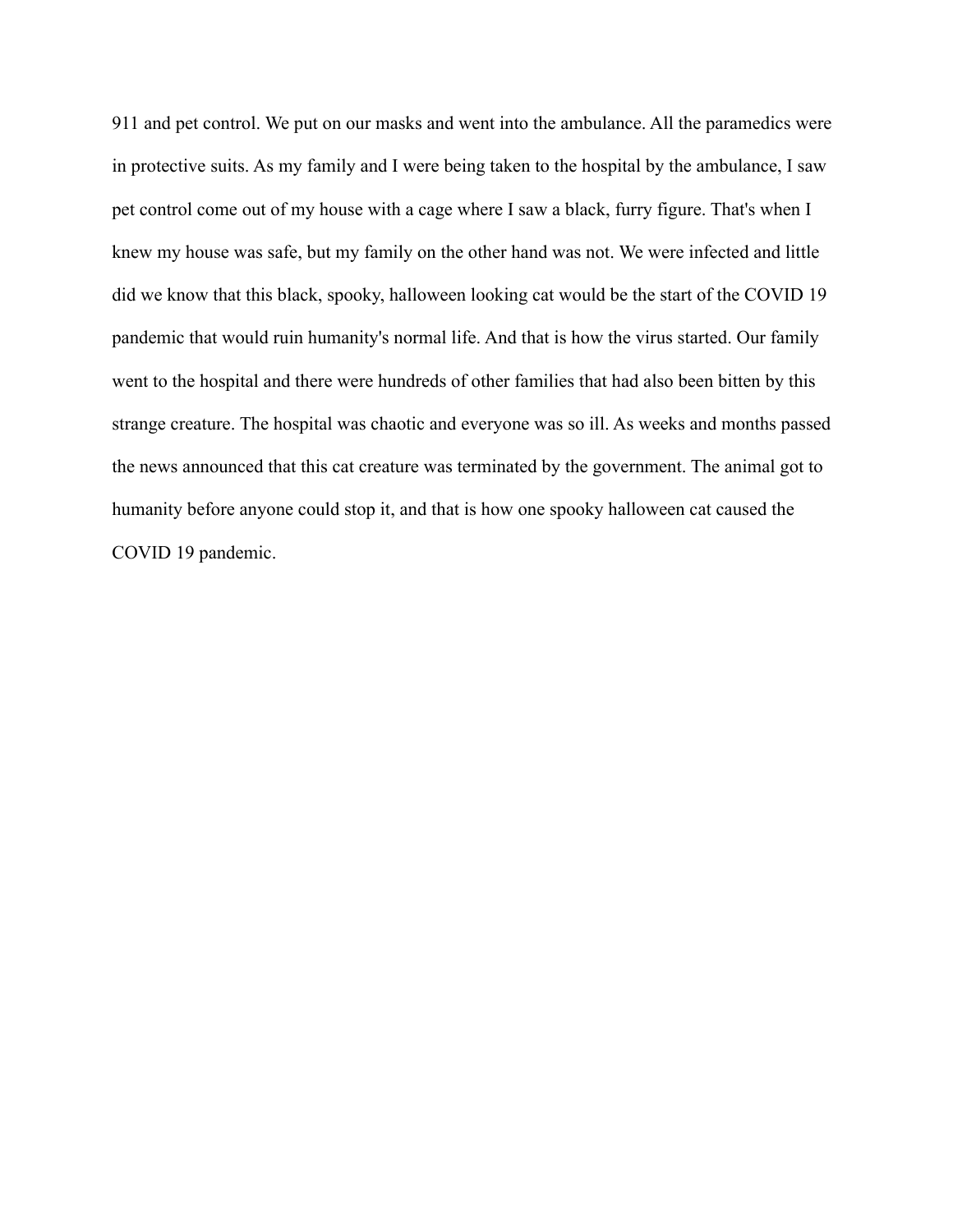911 and pet control. We put on our masks and went into the ambulance. All the paramedics were in protective suits. As my family and I were being taken to the hospital by the ambulance, I saw pet control come out of my house with a cage where I saw a black, furry figure. That's when I knew my house was safe, but my family on the other hand was not. We were infected and little did we know that this black, spooky, halloween looking cat would be the start of the COVID 19 pandemic that would ruin humanity's normal life. And that is how the virus started. Our family went to the hospital and there were hundreds of other families that had also been bitten by this strange creature. The hospital was chaotic and everyone was so ill. As weeks and months passed the news announced that this cat creature was terminated by the government. The animal got to humanity before anyone could stop it, and that is how one spooky halloween cat caused the COVID 19 pandemic.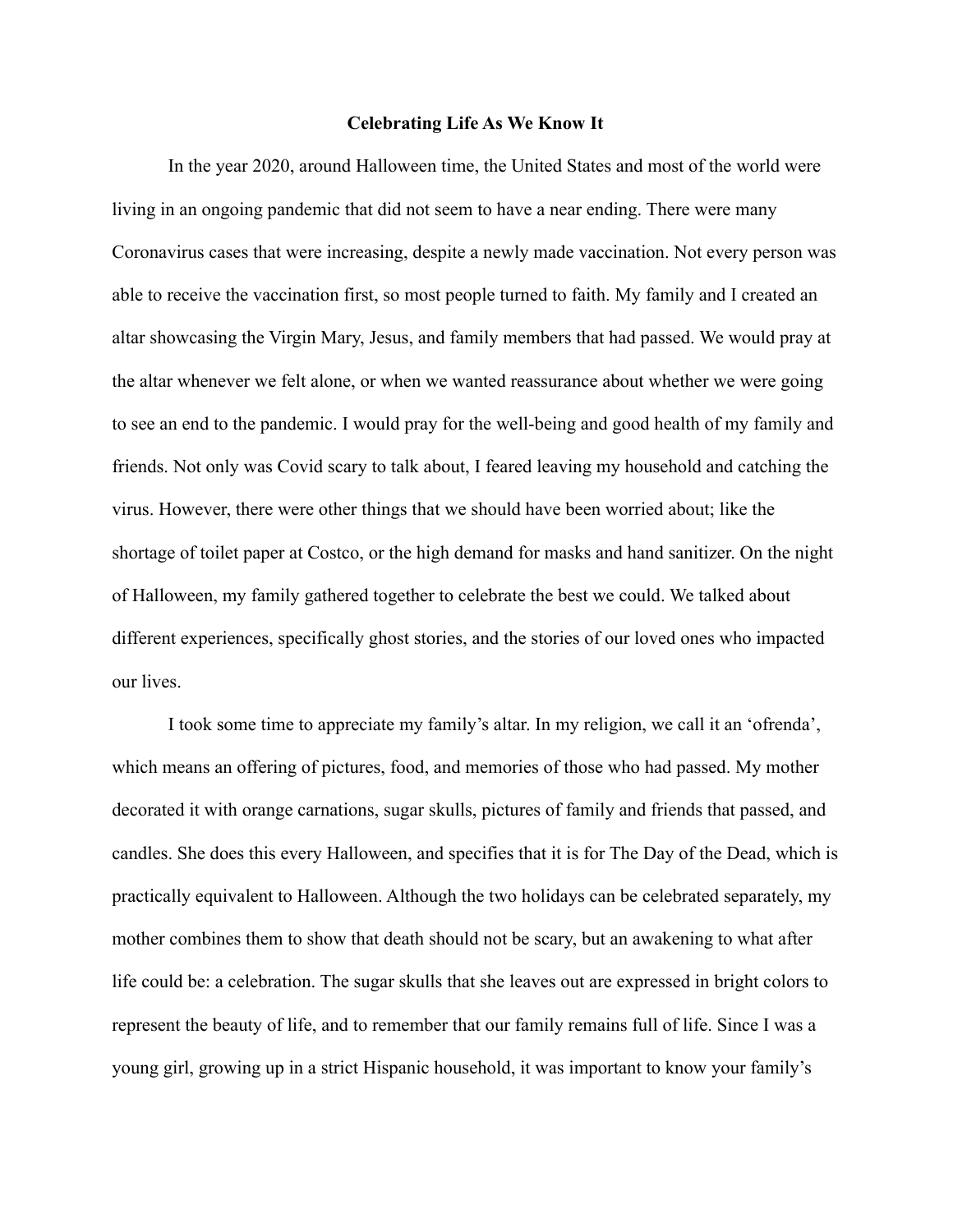**Celebrating Life As We Know It**

In the year 2020, around Halloween time, the United States and most of the world were living in an ongoing pandemic that did not seem to have a near ending. There were many Coronavirus cases that were increasing, despite a newly made vaccination. Not every person was able to receive the vaccination first, so most people turned to faith. My family and I created an altar showcasing the Virgin Mary, Jesus, and family members that had passed. We would pray at the altar whenever we felt alone, or when we wanted reassurance about whether we were going to see an end to the pandemic. I would pray for the well-being and good health of my family and friends. Not only was Covid scary to talk about, I feared leaving my household and catching the virus. However, there were other things that we should have been worried about; like the shortage of toilet paper at Costco, or the high demand for masks and hand sanitizer. On the night of Halloween, my family gathered together to celebrate the best we could. We talked about different experiences, specifically ghost stories, and the stories of our loved ones who impacted our lives.

I took some time to appreciate my family's altar. In my religion, we call it an 'ofrenda', which means an offering of pictures, food, and memories of those who had passed. My mother decorated it with orange carnations, sugar skulls, pictures of family and friends that passed, and candles. She does this every Halloween, and specifies that it is for The Day of the Dead, which is practically equivalent to Halloween. Although the two holidays can be celebrated separately, my mother combines them to show that death should not be scary, but an awakening to what after life could be: a celebration. The sugar skulls that she leaves out are expressed in bright colors to represent the beauty of life, and to remember that our family remains full of life. Since I was a young girl, growing up in a strict Hispanic household, it was important to know your family's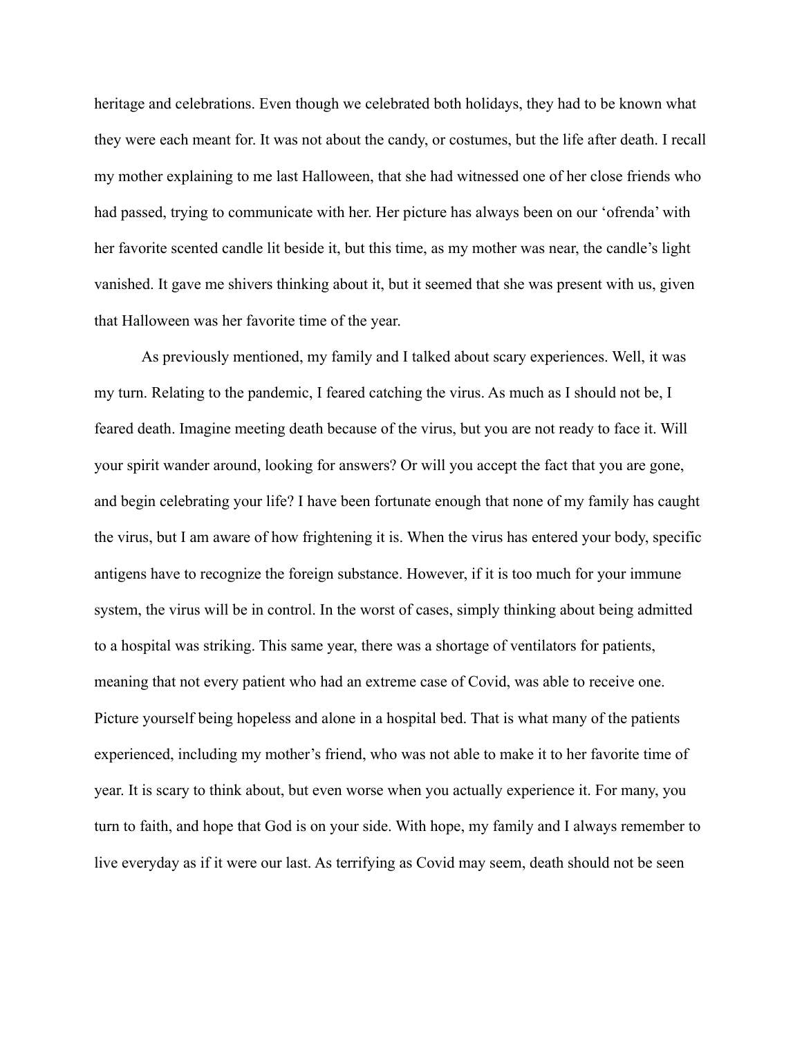heritage and celebrations. Even though we celebrated both holidays, they had to be known what they were each meant for. It was not about the candy, or costumes, but the life after death. I recall my mother explaining to me last Halloween, that she had witnessed one of her close friends who had passed, trying to communicate with her. Her picture has always been on our 'ofrenda' with her favorite scented candle lit beside it, but this time, as my mother was near, the candle's light vanished. It gave me shivers thinking about it, but it seemed that she was present with us, given that Halloween was her favorite time of the year.

As previously mentioned, my family and I talked about scary experiences. Well, it was my turn. Relating to the pandemic, I feared catching the virus. As much as I should not be, I feared death. Imagine meeting death because of the virus, but you are not ready to face it. Will your spirit wander around, looking for answers? Or will you accept the fact that you are gone, and begin celebrating your life? I have been fortunate enough that none of my family has caught the virus, but I am aware of how frightening it is. When the virus has entered your body, specific antigens have to recognize the foreign substance. However, if it is too much for your immune system, the virus will be in control. In the worst of cases, simply thinking about being admitted to a hospital was striking. This same year, there was a shortage of ventilators for patients, meaning that not every patient who had an extreme case of Covid, was able to receive one. Picture yourself being hopeless and alone in a hospital bed. That is what many of the patients experienced, including my mother's friend, who was not able to make it to her favorite time of year. It is scary to think about, but even worse when you actually experience it. For many, you turn to faith, and hope that God is on your side. With hope, my family and I always remember to live everyday as if it were our last. As terrifying as Covid may seem, death should not be seen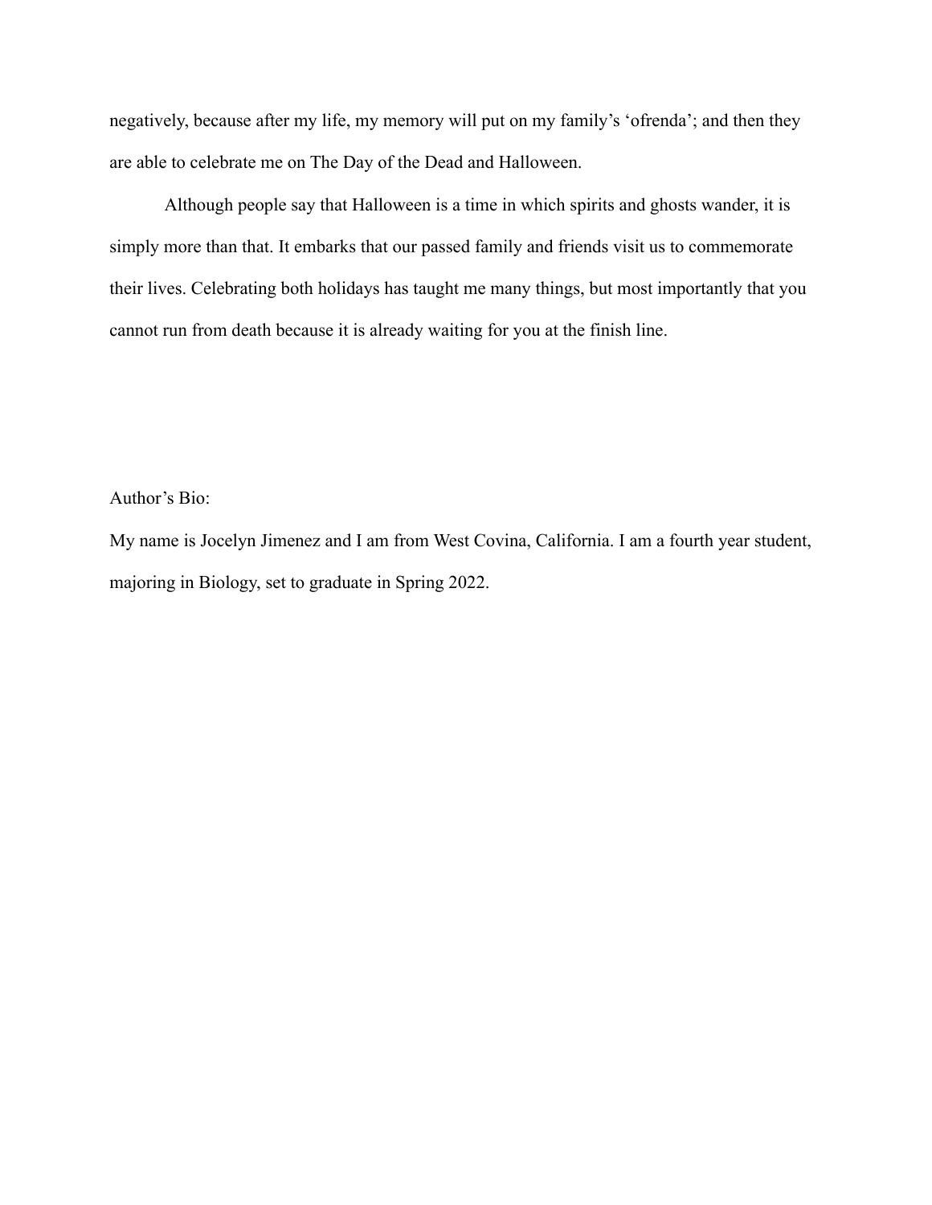negatively, because after my life, my memory will put on my family's 'ofrenda'; and then they are able to celebrate me on The Day of the Dead and Halloween.

Although people say that Halloween is a time in which spirits and ghosts wander, it is simply more than that. It embarks that our passed family and friends visit us to commemorate their lives. Celebrating both holidays has taught me many things, but most importantly that you cannot run from death because it is already waiting for you at the finish line.

Author's Bio:

My name is Jocelyn Jimenez and I am from West Covina, California. I am a fourth year student, majoring in Biology, set to graduate in Spring 2022.